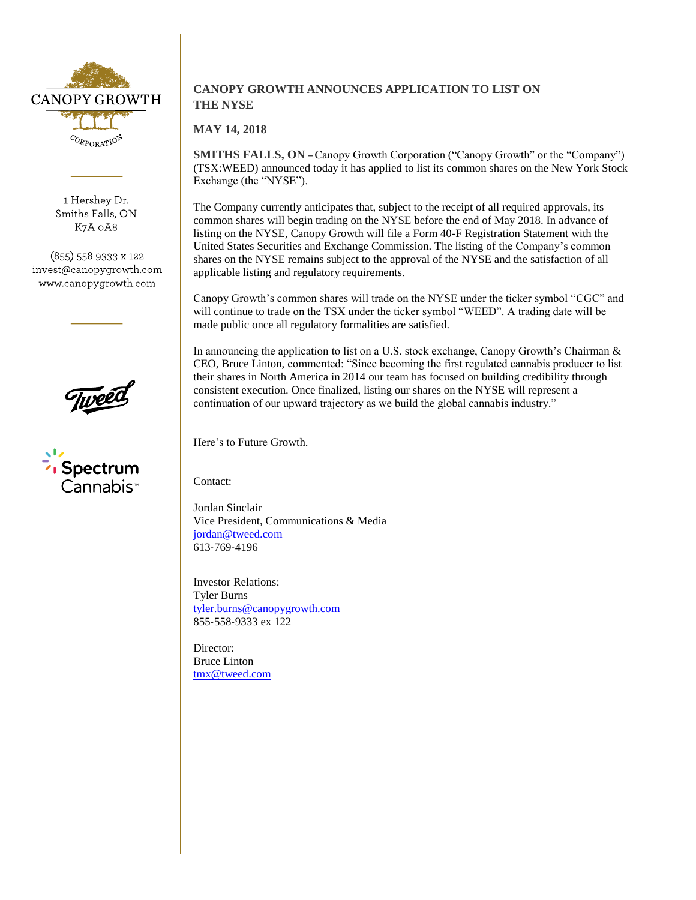CANOPY GROWTH

CORPORATION

1 Hershey Dr.
Smiths Falls, ON
K7A 0A8

(855) 558 9333 x 122
invest@canopygrowth.com
www.canopygrowth.com

Tweed

Spectrum Cannabis™

# CANOPY GROWTH ANNOUNCES APPLICATION TO LIST ON THE NYSE

**MAY 14, 2018**

**SMITHS FALLS, ON** – Canopy Growth Corporation ("Canopy Growth" or the "Company") (TSX:WEED) announced today it has applied to list its common shares on the New York Stock Exchange (the "NYSE").

The Company currently anticipates that, subject to the receipt of all required approvals, its common shares will begin trading on the NYSE before the end of May 2018. In advance of listing on the NYSE, Canopy Growth will file a Form 40-F Registration Statement with the United States Securities and Exchange Commission. The listing of the Company's common shares on the NYSE remains subject to the approval of the NYSE and the satisfaction of all applicable listing and regulatory requirements.

Canopy Growth's common shares will trade on the NYSE under the ticker symbol "CGC" and will continue to trade on the TSX under the ticker symbol "WEED". A trading date will be made public once all regulatory formalities are satisfied.

In announcing the application to list on a U.S. stock exchange, Canopy Growth's Chairman & CEO, Bruce Linton, commented: "Since becoming the first regulated cannabis producer to list their shares in North America in 2014 our team has focused on building credibility through consistent execution. Once finalized, listing our shares on the NYSE will represent a continuation of our upward trajectory as we build the global cannabis industry."

Here's to Future Growth.

Contact:

Jordan Sinclair
Vice President, Communications & Media
jordan@tweed.com
613-769-4196

Investor Relations:
Tyler Burns
tyler.burns@canopygrowth.com
855-558-9333 ex 122

Director:
Bruce Linton
tmx@tweed.com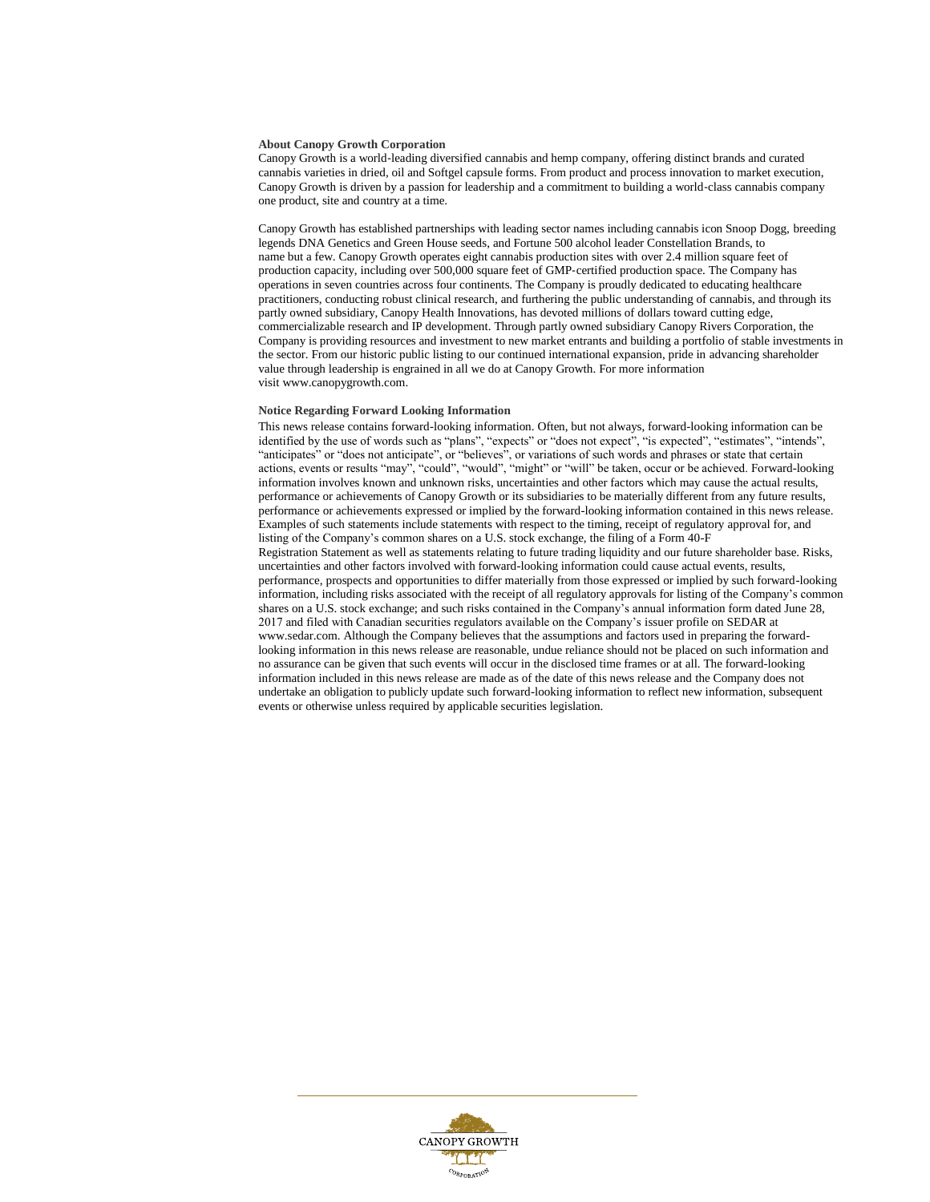**About Canopy Growth Corporation**

Canopy Growth is a world-leading diversified cannabis and hemp company, offering distinct brands and curated cannabis varieties in dried, oil and Softgel capsule forms. From product and process innovation to market execution, Canopy Growth is driven by a passion for leadership and a commitment to building a world-class cannabis company one product, site and country at a time.

Canopy Growth has established partnerships with leading sector names including cannabis icon Snoop Dogg, breeding legends DNA Genetics and Green House seeds, and Fortune 500 alcohol leader Constellation Brands, to name but a few. Canopy Growth operates eight cannabis production sites with over 2.4 million square feet of production capacity, including over 500,000 square feet of GMP-certified production space. The Company has operations in seven countries across four continents. The Company is proudly dedicated to educating healthcare practitioners, conducting robust clinical research, and furthering the public understanding of cannabis, and through its partly owned subsidiary, Canopy Health Innovations, has devoted millions of dollars toward cutting edge, commercializable research and IP development. Through partly owned subsidiary Canopy Rivers Corporation, the Company is providing resources and investment to new market entrants and building a portfolio of stable investments in the sector. From our historic public listing to our continued international expansion, pride in advancing shareholder value through leadership is engrained in all we do at Canopy Growth. For more information visit www.canopygrowth.com.

**Notice Regarding Forward Looking Information**

This news release contains forward-looking information. Often, but not always, forward-looking information can be identified by the use of words such as "plans", "expects" or "does not expect", "is expected", "estimates", "intends", "anticipates" or "does not anticipate", or "believes", or variations of such words and phrases or state that certain actions, events or results "may", "could", "would", "might" or "will" be taken, occur or be achieved. Forward-looking information involves known and unknown risks, uncertainties and other factors which may cause the actual results, performance or achievements of Canopy Growth or its subsidiaries to be materially different from any future results, performance or achievements expressed or implied by the forward-looking information contained in this news release. Examples of such statements include statements with respect to the timing, receipt of regulatory approval for, and listing of the Company's common shares on a U.S. stock exchange, the filing of a Form 40-F Registration Statement as well as statements relating to future trading liquidity and our future shareholder base. Risks, uncertainties and other factors involved with forward-looking information could cause actual events, results, performance, prospects and opportunities to differ materially from those expressed or implied by such forward-looking information, including risks associated with the receipt of all regulatory approvals for listing of the Company's common shares on a U.S. stock exchange; and such risks contained in the Company's annual information form dated June 28, 2017 and filed with Canadian securities regulators available on the Company's issuer profile on SEDAR at www.sedar.com. Although the Company believes that the assumptions and factors used in preparing the forward-looking information in this news release are reasonable, undue reliance should not be placed on such information and no assurance can be given that such events will occur in the disclosed time frames or at all. The forward-looking information included in this news release are made as of the date of this news release and the Company does not undertake an obligation to publicly update such forward-looking information to reflect new information, subsequent events or otherwise unless required by applicable securities legislation.